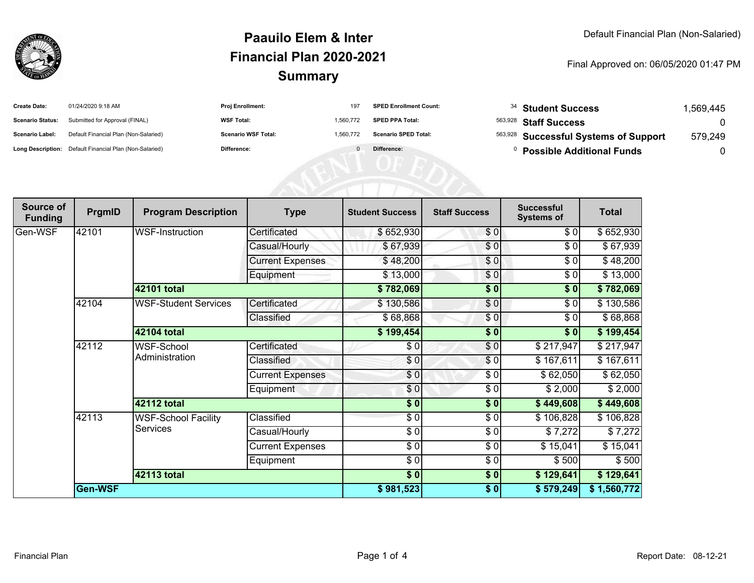Default Financial Plan (Non-Salaried)

# Paauilo Elem & Inter
## Financial Plan 2020-2021
## Summary

Final Approved on: 06/05/2020 01:47 PM

| | | | | | | | |
|---|---|---|---|---|---|---|---|
| **Create Date:** | 01/24/2020 9:18 AM | **Proj Enrollment:** | 197 | **SPED Enrollment Count:** | 34 | **Student Success** | 1,569,445 |
| **Scenario Status:** | Submitted for Approval (FINAL) | **WSF Total:** | 1,560,772 | **SPED PPA Total:** | 563,928 | **Staff Success** | 0 |
| **Scenario Label:** | Default Financial Plan (Non-Salaried) | **Scenario WSF Total:** | 1,560,772 | **Scenario SPED Total:** | 563,928 | **Successful Systems of Support** | 579,249 |
| **Long Description:** | Default Financial Plan (Non-Salaried) | **Difference:** | 0 | **Difference:** | 0 | **Possible Additional Funds** | 0 |

| Source of Funding | PrgmID | Program Description | Type | Student Success | Staff Success | Successful Systems of | Total |
|---|---|---|---|---|---|---|---|
| Gen-WSF | 42101 | WSF-Instruction | Certificated | $ 652,930 | $ 0 | $ 0 | $ 652,930 |
| | | | Casual/Hourly | $ 67,939 | $ 0 | $ 0 | $ 67,939 |
| | | | Current Expenses | $ 48,200 | $ 0 | $ 0 | $ 48,200 |
| | | | Equipment | $ 13,000 | $ 0 | $ 0 | $ 13,000 |
| | | **42101 total** | | **$ 782,069** | **$ 0** | **$ 0** | **$ 782,069** |
| | 42104 | WSF-Student Services | Certificated | $ 130,586 | $ 0 | $ 0 | $ 130,586 |
| | | | Classified | $ 68,868 | $ 0 | $ 0 | $ 68,868 |
| | | **42104 total** | | **$ 199,454** | **$ 0** | **$ 0** | **$ 199,454** |
| | 42112 | WSF-School Administration | Certificated | $ 0 | $ 0 | $ 217,947 | $ 217,947 |
| | | | Classified | $ 0 | $ 0 | $ 167,611 | $ 167,611 |
| | | | Current Expenses | $ 0 | $ 0 | $ 62,050 | $ 62,050 |
| | | | Equipment | $ 0 | $ 0 | $ 2,000 | $ 2,000 |
| | | **42112 total** | | **$ 0** | **$ 0** | **$ 449,608** | **$ 449,608** |
| | 42113 | WSF-School Facility Services | Classified | $ 0 | $ 0 | $ 106,828 | $ 106,828 |
| | | | Casual/Hourly | $ 0 | $ 0 | $ 7,272 | $ 7,272 |
| | | | Current Expenses | $ 0 | $ 0 | $ 15,041 | $ 15,041 |
| | | | Equipment | $ 0 | $ 0 | $ 500 | $ 500 |
| | | **42113 total** | | **$ 0** | **$ 0** | **$ 129,641** | **$ 129,641** |
| | **Gen-WSF** | | | **$ 981,523** | **$ 0** | **$ 579,249** | **$ 1,560,772** |

Financial Plan

Report Date: 08-12-21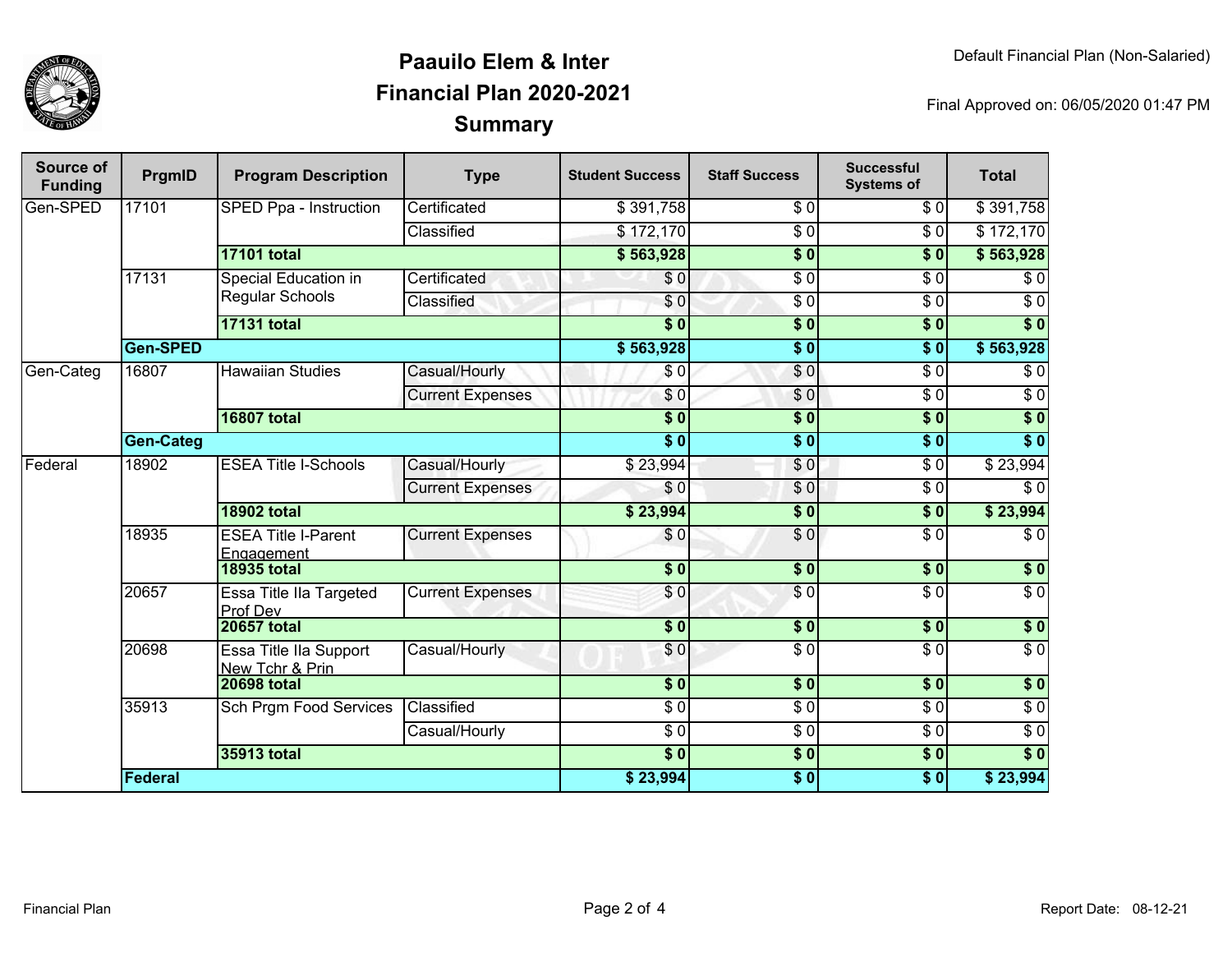# Paauilo Elem & Inter
## Financial Plan 2020-2021
## Summary

Default Financial Plan (Non-Salaried)

Final Approved on: 06/05/2020 01:47 PM

| Source of Funding | PrgmID | Program Description | Type | Student Success | Staff Success | Successful Systems of | Total |
|---|---|---|---|---|---|---|---|
| Gen-SPED | 17101 | SPED Ppa - Instruction | Certificated | $ 391,758 | $ 0 | $ 0 | $ 391,758 |
| | | | Classified | $ 172,170 | $ 0 | $ 0 | $ 172,170 |
| | | **17101 total** | | **$ 563,928** | **$ 0** | **$ 0** | **$ 563,928** |
| | 17131 | Special Education in Regular Schools | Certificated | $ 0 | $ 0 | $ 0 | $ 0 |
| | | | Classified | $ 0 | $ 0 | $ 0 | $ 0 |
| | | **17131 total** | | **$ 0** | **$ 0** | **$ 0** | **$ 0** |
| | **Gen-SPED** | | | **$ 563,928** | **$ 0** | **$ 0** | **$ 563,928** |
| Gen-Categ | 16807 | Hawaiian Studies | Casual/Hourly | $ 0 | $ 0 | $ 0 | $ 0 |
| | | | Current Expenses | $ 0 | $ 0 | $ 0 | $ 0 |
| | | **16807 total** | | **$ 0** | **$ 0** | **$ 0** | **$ 0** |
| | **Gen-Categ** | | | **$ 0** | **$ 0** | **$ 0** | **$ 0** |
| Federal | 18902 | ESEA Title I-Schools | Casual/Hourly | $ 23,994 | $ 0 | $ 0 | $ 23,994 |
| | | | Current Expenses | $ 0 | $ 0 | $ 0 | $ 0 |
| | | **18902 total** | | **$ 23,994** | **$ 0** | **$ 0** | **$ 23,994** |
| | 18935 | ESEA Title I-Parent Engagement | Current Expenses | $ 0 | $ 0 | $ 0 | $ 0 |
| | | **18935 total** | | **$ 0** | **$ 0** | **$ 0** | **$ 0** |
| | 20657 | Essa Title IIa Targeted Prof Dev | Current Expenses | $ 0 | $ 0 | $ 0 | $ 0 |
| | | **20657 total** | | **$ 0** | **$ 0** | **$ 0** | **$ 0** |
| | 20698 | Essa Title IIa Support New Tchr & Prin | Casual/Hourly | $ 0 | $ 0 | $ 0 | $ 0 |
| | | **20698 total** | | **$ 0** | **$ 0** | **$ 0** | **$ 0** |
| | 35913 | Sch Prgm Food Services | Classified | $ 0 | $ 0 | $ 0 | $ 0 |
| | | | Casual/Hourly | $ 0 | $ 0 | $ 0 | $ 0 |
| | | **35913 total** | | **$ 0** | **$ 0** | **$ 0** | **$ 0** |
| | **Federal** | | | **$ 23,994** | **$ 0** | **$ 0** | **$ 23,994** |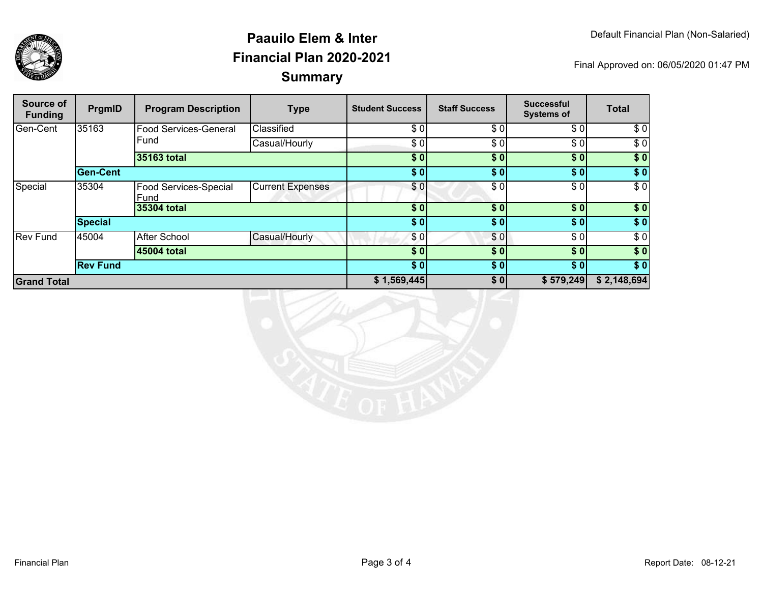# Paauilo Elem & Inter
## Financial Plan 2020-2021
### Summary

Default Financial Plan (Non-Salaried)

Final Approved on: 06/05/2020 01:47 PM

| Source of Funding | PrgmID | Program Description | Type | Student Success | Staff Success | Successful Systems of | Total |
|---|---|---|---|---|---|---|---|
| Gen-Cent | 35163 | Food Services-General Fund | Classified | $ 0 | $ 0 | $ 0 | $ 0 |
| | | | Casual/Hourly | $ 0 | $ 0 | $ 0 | $ 0 |
| | | **35163 total** | | **$ 0** | **$ 0** | **$ 0** | **$ 0** |
| | **Gen-Cent** | | | **$ 0** | **$ 0** | **$ 0** | **$ 0** |
| Special | 35304 | Food Services-Special Fund | Current Expenses | $ 0 | $ 0 | $ 0 | $ 0 |
| | | **35304 total** | | **$ 0** | **$ 0** | **$ 0** | **$ 0** |
| | **Special** | | | **$ 0** | **$ 0** | **$ 0** | **$ 0** |
| Rev Fund | 45004 | After School | Casual/Hourly | $ 0 | $ 0 | $ 0 | $ 0 |
| | | **45004 total** | | **$ 0** | **$ 0** | **$ 0** | **$ 0** |
| | **Rev Fund** | | | **$ 0** | **$ 0** | **$ 0** | **$ 0** |
| **Grand Total** | | | | **$ 1,569,445** | **$ 0** | **$ 579,249** | **$ 2,148,694** |

Financial Plan

Report Date: 08-12-21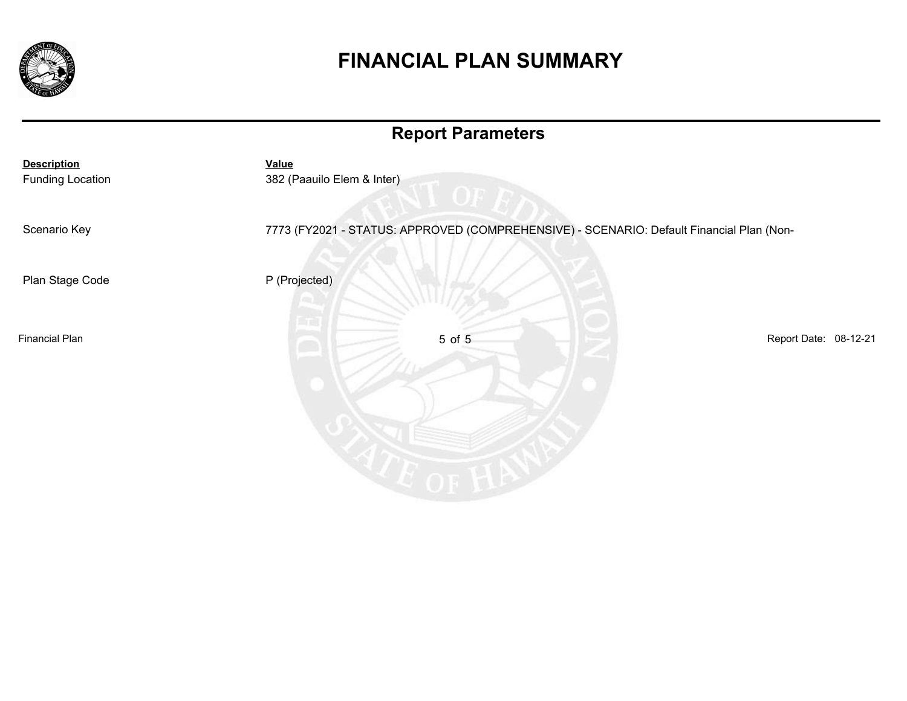# FINANCIAL PLAN SUMMARY

## Report Parameters

| Description | Value |
|---|---|
| Funding Location | 382 (Paauilo Elem & Inter) |
| Scenario Key | 7773 (FY2021 - STATUS: APPROVED (COMPREHENSIVE) - SCENARIO: Default Financial Plan (Non- |
| Plan Stage Code | P (Projected) |